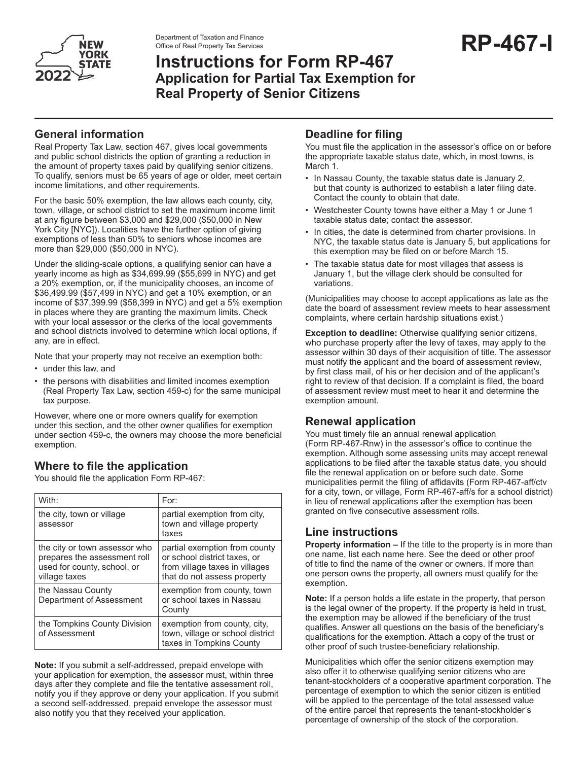Department of Taxation and Finance
Office of Real Property Tax Services

# RP-467-I

# Instructions for Form RP-467
## Application for Partial Tax Exemption for Real Property of Senior Citizens

## General information

Real Property Tax Law, section 467, gives local governments and public school districts the option of granting a reduction in the amount of property taxes paid by qualifying senior citizens. To qualify, seniors must be 65 years of age or older, meet certain income limitations, and other requirements.

For the basic 50% exemption, the law allows each county, city, town, village, or school district to set the maximum income limit at any figure between $3,000 and $29,000 ($50,000 in New York City [NYC]). Localities have the further option of giving exemptions of less than 50% to seniors whose incomes are more than $29,000 ($50,000 in NYC).

Under the sliding-scale options, a qualifying senior can have a yearly income as high as $34,699.99 ($55,699 in NYC) and get a 20% exemption, or, if the municipality chooses, an income of $36,499.99 ($57,499 in NYC) and get a 10% exemption, or an income of $37,399.99 ($58,399 in NYC) and get a 5% exemption in places where they are granting the maximum limits. Check with your local assessor or the clerks of the local governments and school districts involved to determine which local options, if any, are in effect.

Note that your property may not receive an exemption both:

- under this law, and
- the persons with disabilities and limited incomes exemption (Real Property Tax Law, section 459-c) for the same municipal tax purpose.

However, where one or more owners qualify for exemption under this section, and the other owner qualifies for exemption under section 459-c, the owners may choose the more beneficial exemption.

## Where to file the application

You should file the application Form RP-467:

| With: | For: |
|---|---|
| the city, town or village assessor | partial exemption from city, town and village property taxes |
| the city or town assessor who prepares the assessment roll used for county, school, or village taxes | partial exemption from county or school district taxes, or from village taxes in villages that do not assess property |
| the Nassau County Department of Assessment | exemption from county, town or school taxes in Nassau County |
| the Tompkins County Division of Assessment | exemption from county, city, town, village or school district taxes in Tompkins County |

**Note:** If you submit a self-addressed, prepaid envelope with your application for exemption, the assessor must, within three days after they complete and file the tentative assessment roll, notify you if they approve or deny your application. If you submit a second self-addressed, prepaid envelope the assessor must also notify you that they received your application.

## Deadline for filing

You must file the application in the assessor's office on or before the appropriate taxable status date, which, in most towns, is March 1.

- In Nassau County, the taxable status date is January 2, but that county is authorized to establish a later filing date. Contact the county to obtain that date.
- Westchester County towns have either a May 1 or June 1 taxable status date; contact the assessor.
- In cities, the date is determined from charter provisions. In NYC, the taxable status date is January 5, but applications for this exemption may be filed on or before March 15.
- The taxable status date for most villages that assess is January 1, but the village clerk should be consulted for variations.

(Municipalities may choose to accept applications as late as the date the board of assessment review meets to hear assessment complaints, where certain hardship situations exist.)

**Exception to deadline:** Otherwise qualifying senior citizens, who purchase property after the levy of taxes, may apply to the assessor within 30 days of their acquisition of title. The assessor must notify the applicant and the board of assessment review, by first class mail, of his or her decision and of the applicant's right to review of that decision. If a complaint is filed, the board of assessment review must meet to hear it and determine the exemption amount.

## Renewal application

You must timely file an annual renewal application (Form RP-467-Rnw) in the assessor's office to continue the exemption. Although some assessing units may accept renewal applications to be filed after the taxable status date, you should file the renewal application on or before such date. Some municipalities permit the filing of affidavits (Form RP-467-aff/ctv for a city, town, or village, Form RP-467-aff/s for a school district) in lieu of renewal applications after the exemption has been granted on five consecutive assessment rolls.

## Line instructions

**Property information –** If the title to the property is in more than one name, list each name here. See the deed or other proof of title to find the name of the owner or owners. If more than one person owns the property, all owners must qualify for the exemption.

**Note:** If a person holds a life estate in the property, that person is the legal owner of the property. If the property is held in trust, the exemption may be allowed if the beneficiary of the trust qualifies. Answer all questions on the basis of the beneficiary's qualifications for the exemption. Attach a copy of the trust or other proof of such trustee-beneficiary relationship.

Municipalities which offer the senior citizens exemption may also offer it to otherwise qualifying senior citizens who are tenant-stockholders of a cooperative apartment corporation. The percentage of exemption to which the senior citizen is entitled will be applied to the percentage of the total assessed value of the entire parcel that represents the tenant-stockholder's percentage of ownership of the stock of the corporation.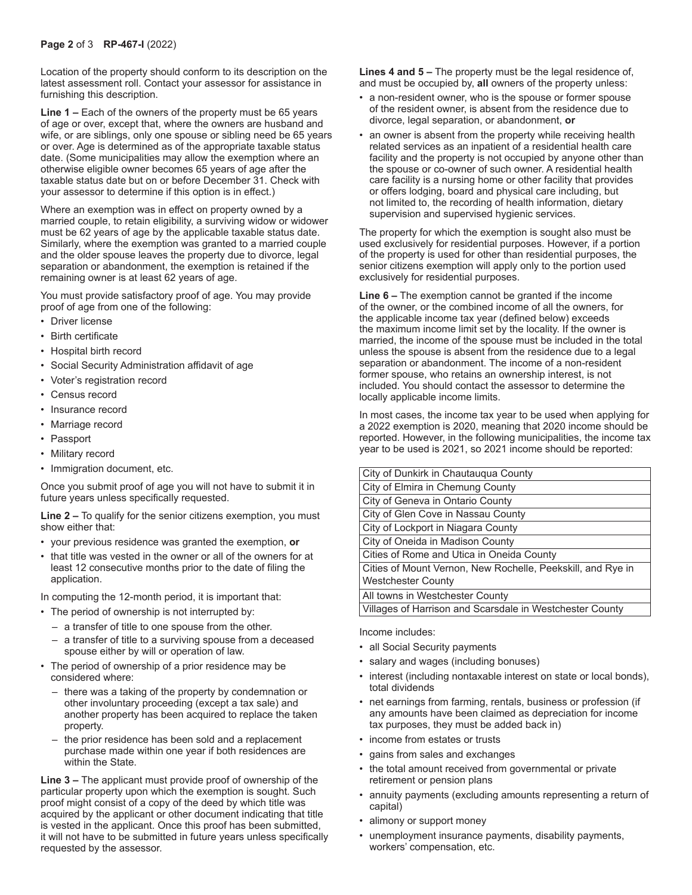Location of the property should conform to its description on the latest assessment roll. Contact your assessor for assistance in furnishing this description.

**Line 1 –** Each of the owners of the property must be 65 years of age or over, except that, where the owners are husband and wife, or are siblings, only one spouse or sibling need be 65 years or over. Age is determined as of the appropriate taxable status date. (Some municipalities may allow the exemption where an otherwise eligible owner becomes 65 years of age after the taxable status date but on or before December 31. Check with your assessor to determine if this option is in effect.)

Where an exemption was in effect on property owned by a married couple, to retain eligibility, a surviving widow or widower must be 62 years of age by the applicable taxable status date. Similarly, where the exemption was granted to a married couple and the older spouse leaves the property due to divorce, legal separation or abandonment, the exemption is retained if the remaining owner is at least 62 years of age.

You must provide satisfactory proof of age. You may provide proof of age from one of the following:

- Driver license
- Birth certificate
- Hospital birth record
- Social Security Administration affidavit of age
- Voter's registration record
- Census record
- Insurance record
- Marriage record
- Passport
- Military record
- Immigration document, etc.

Once you submit proof of age you will not have to submit it in future years unless specifically requested.

**Line 2 –** To qualify for the senior citizens exemption, you must show either that:

- your previous residence was granted the exemption, **or**
- that title was vested in the owner or all of the owners for at least 12 consecutive months prior to the date of filing the application.

In computing the 12-month period, it is important that:

- The period of ownership is not interrupted by:
  - a transfer of title to one spouse from the other.
  - a transfer of title to a surviving spouse from a deceased spouse either by will or operation of law.
- The period of ownership of a prior residence may be considered where:
  - there was a taking of the property by condemnation or other involuntary proceeding (except a tax sale) and another property has been acquired to replace the taken property.
  - the prior residence has been sold and a replacement purchase made within one year if both residences are within the State.

**Line 3 –** The applicant must provide proof of ownership of the particular property upon which the exemption is sought. Such proof might consist of a copy of the deed by which title was acquired by the applicant or other document indicating that title is vested in the applicant. Once this proof has been submitted, it will not have to be submitted in future years unless specifically requested by the assessor.

**Lines 4 and 5 –** The property must be the legal residence of, and must be occupied by, **all** owners of the property unless:

- a non-resident owner, who is the spouse or former spouse of the resident owner, is absent from the residence due to divorce, legal separation, or abandonment, **or**
- an owner is absent from the property while receiving health related services as an inpatient of a residential health care facility and the property is not occupied by anyone other than the spouse or co-owner of such owner. A residential health care facility is a nursing home or other facility that provides or offers lodging, board and physical care including, but not limited to, the recording of health information, dietary supervision and supervised hygienic services.

The property for which the exemption is sought also must be used exclusively for residential purposes. However, if a portion of the property is used for other than residential purposes, the senior citizens exemption will apply only to the portion used exclusively for residential purposes.

**Line 6 –** The exemption cannot be granted if the income of the owner, or the combined income of all the owners, for the applicable income tax year (defined below) exceeds the maximum income limit set by the locality. If the owner is married, the income of the spouse must be included in the total unless the spouse is absent from the residence due to a legal separation or abandonment. The income of a non-resident former spouse, who retains an ownership interest, is not included. You should contact the assessor to determine the locally applicable income limits.

In most cases, the income tax year to be used when applying for a 2022 exemption is 2020, meaning that 2020 income should be reported. However, in the following municipalities, the income tax year to be used is 2021, so 2021 income should be reported:

| Municipality |
|---|
| City of Dunkirk in Chautauqua County |
| City of Elmira in Chemung County |
| City of Geneva in Ontario County |
| City of Glen Cove in Nassau County |
| City of Lockport in Niagara County |
| City of Oneida in Madison County |
| Cities of Rome and Utica in Oneida County |
| Cities of Mount Vernon, New Rochelle, Peekskill, and Rye in Westchester County |
| All towns in Westchester County |
| Villages of Harrison and Scarsdale in Westchester County |

Income includes:

- all Social Security payments
- salary and wages (including bonuses)
- interest (including nontaxable interest on state or local bonds), total dividends
- net earnings from farming, rentals, business or profession (if any amounts have been claimed as depreciation for income tax purposes, they must be added back in)
- income from estates or trusts
- gains from sales and exchanges
- the total amount received from governmental or private retirement or pension plans
- annuity payments (excluding amounts representing a return of capital)
- alimony or support money
- unemployment insurance payments, disability payments, workers' compensation, etc.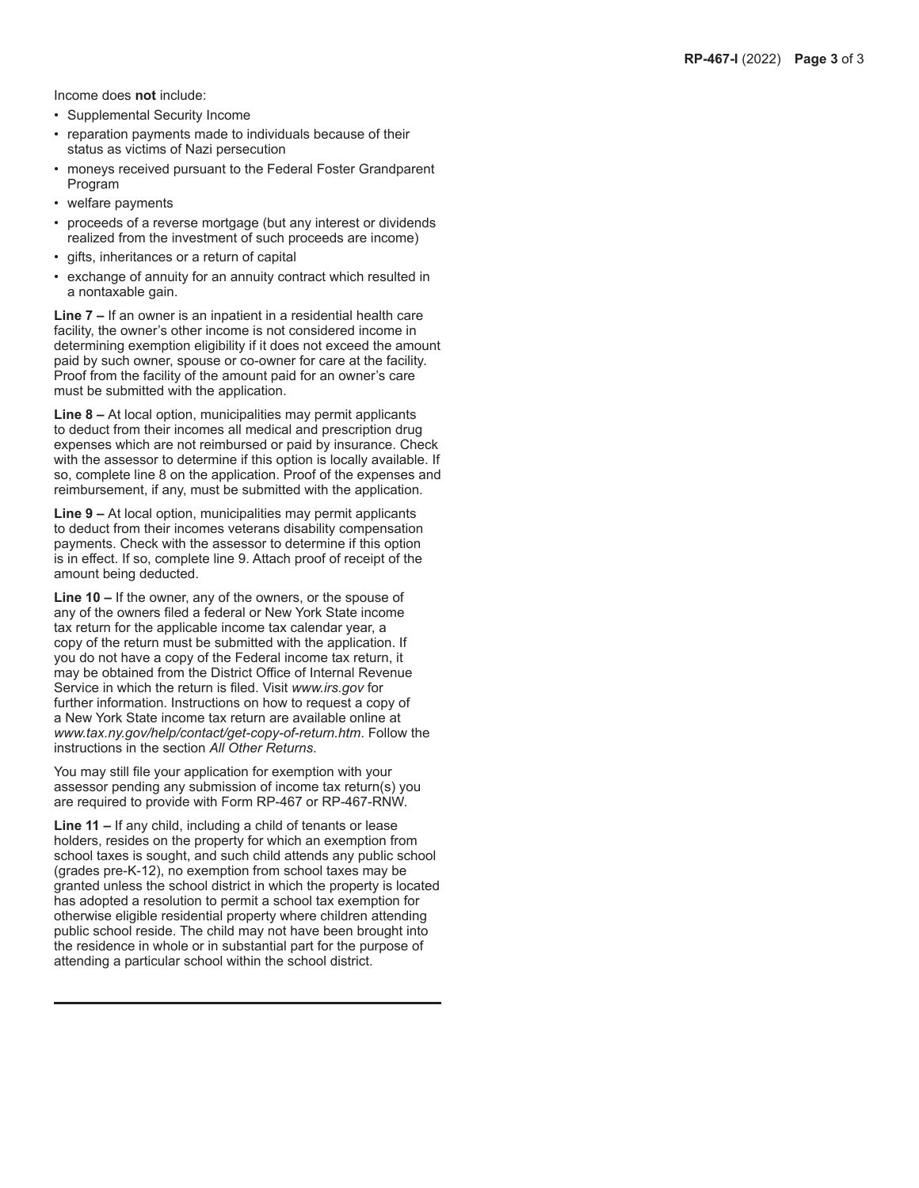Income does **not** include:

- Supplemental Security Income
- reparation payments made to individuals because of their status as victims of Nazi persecution
- moneys received pursuant to the Federal Foster Grandparent Program
- welfare payments
- proceeds of a reverse mortgage (but any interest or dividends realized from the investment of such proceeds are income)
- gifts, inheritances or a return of capital
- exchange of annuity for an annuity contract which resulted in a nontaxable gain.

**Line 7 –** If an owner is an inpatient in a residential health care facility, the owner's other income is not considered income in determining exemption eligibility if it does not exceed the amount paid by such owner, spouse or co-owner for care at the facility. Proof from the facility of the amount paid for an owner's care must be submitted with the application.

**Line 8 –** At local option, municipalities may permit applicants to deduct from their incomes all medical and prescription drug expenses which are not reimbursed or paid by insurance. Check with the assessor to determine if this option is locally available. If so, complete line 8 on the application. Proof of the expenses and reimbursement, if any, must be submitted with the application.

**Line 9 –** At local option, municipalities may permit applicants to deduct from their incomes veterans disability compensation payments. Check with the assessor to determine if this option is in effect. If so, complete line 9. Attach proof of receipt of the amount being deducted.

**Line 10 –** If the owner, any of the owners, or the spouse of any of the owners filed a federal or New York State income tax return for the applicable income tax calendar year, a copy of the return must be submitted with the application. If you do not have a copy of the Federal income tax return, it may be obtained from the District Office of Internal Revenue Service in which the return is filed. Visit *www.irs.gov* for further information. Instructions on how to request a copy of a New York State income tax return are available online at *www.tax.ny.gov/help/contact/get-copy-of-return.htm*. Follow the instructions in the section *All Other Returns*.

You may still file your application for exemption with your assessor pending any submission of income tax return(s) you are required to provide with Form RP-467 or RP-467-RNW.

**Line 11 –** If any child, including a child of tenants or lease holders, resides on the property for which an exemption from school taxes is sought, and such child attends any public school (grades pre-K-12), no exemption from school taxes may be granted unless the school district in which the property is located has adopted a resolution to permit a school tax exemption for otherwise eligible residential property where children attending public school reside. The child may not have been brought into the residence in whole or in substantial part for the purpose of attending a particular school within the school district.